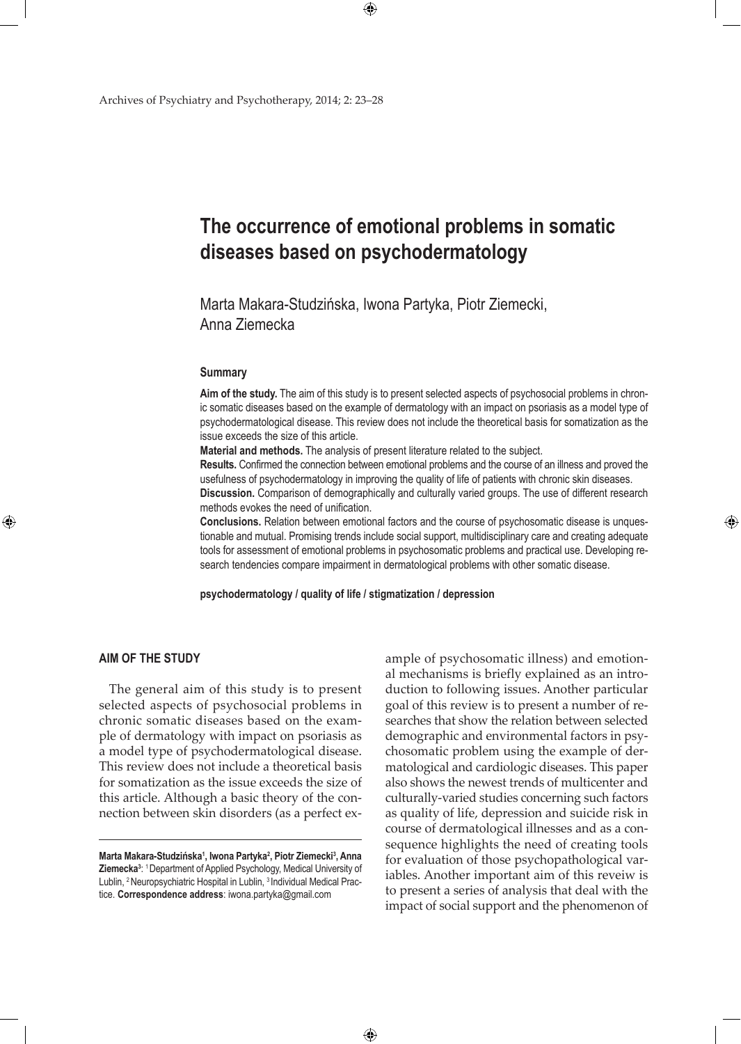# The occurrence of emotional problems in somatic diseases based on psychodermatology

Marta Makara-Studzińska, Iwona Partyka, Piotr Ziemecki, Anna Ziemecka

## Summary

**Aim of the study.** The aim of this study is to present selected aspects of psychosocial problems in chronic somatic diseases based on the example of dermatology with an impact on psoriasis as a model type of psychodermatological disease. This review does not include the theoretical basis for somatization as the issue exceeds the size of this article.

**Material and methods.** The analysis of present literature related to the subject.

**Results.** Confirmed the connection between emotional problems and the course of an illness and proved the usefulness of psychodermatology in improving the quality of life of patients with chronic skin diseases.

**Discussion.** Comparison of demographically and culturally varied groups. The use of different research methods evokes the need of unification.

**Conclusions.** Relation between emotional factors and the course of psychosomatic disease is unquestionable and mutual. Promising trends include social support, multidisciplinary care and creating adequate tools for assessment of emotional problems in psychosomatic problems and practical use. Developing research tendencies compare impairment in dermatological problems with other somatic disease.

**psychodermatology / quality of life / stigmatization / depression**

## AIM OF THE STUDY

The general aim of this study is to present selected aspects of psychosocial problems in chronic somatic diseases based on the example of dermatology with impact on psoriasis as a model type of psychodermatological disease. This review does not include a theoretical basis for somatization as the issue exceeds the size of this article. Although a basic theory of the connection between skin disorders (as a perfect example of psychosomatic illness) and emotional mechanisms is briefly explained as an introduction to following issues. Another particular goal of this review is to present a number of researches that show the relation between selected demographic and environmental factors in psychosomatic problem using the example of dermatological and cardiologic diseases. This paper also shows the newest trends of multicenter and culturally-varied studies concerning such factors as quality of life, depression and suicide risk in course of dermatological illnesses and as a consequence highlights the need of creating tools for evaluation of those psychopathological variables. Another important aim of this reveiw is to present a series of analysis that deal with the impact of social support and the phenomenon of

---

**Marta Makara-Studzińska[1], Iwona Partyka[2], Piotr Ziemecki[3], Anna Ziemecka[3]**: [1] Department of Applied Psychology, Medical University of Lublin, [2] Neuropsychiatric Hospital in Lublin, [3] Individual Medical Practice. **Correspondence address**: iwona.partyka@gmail.com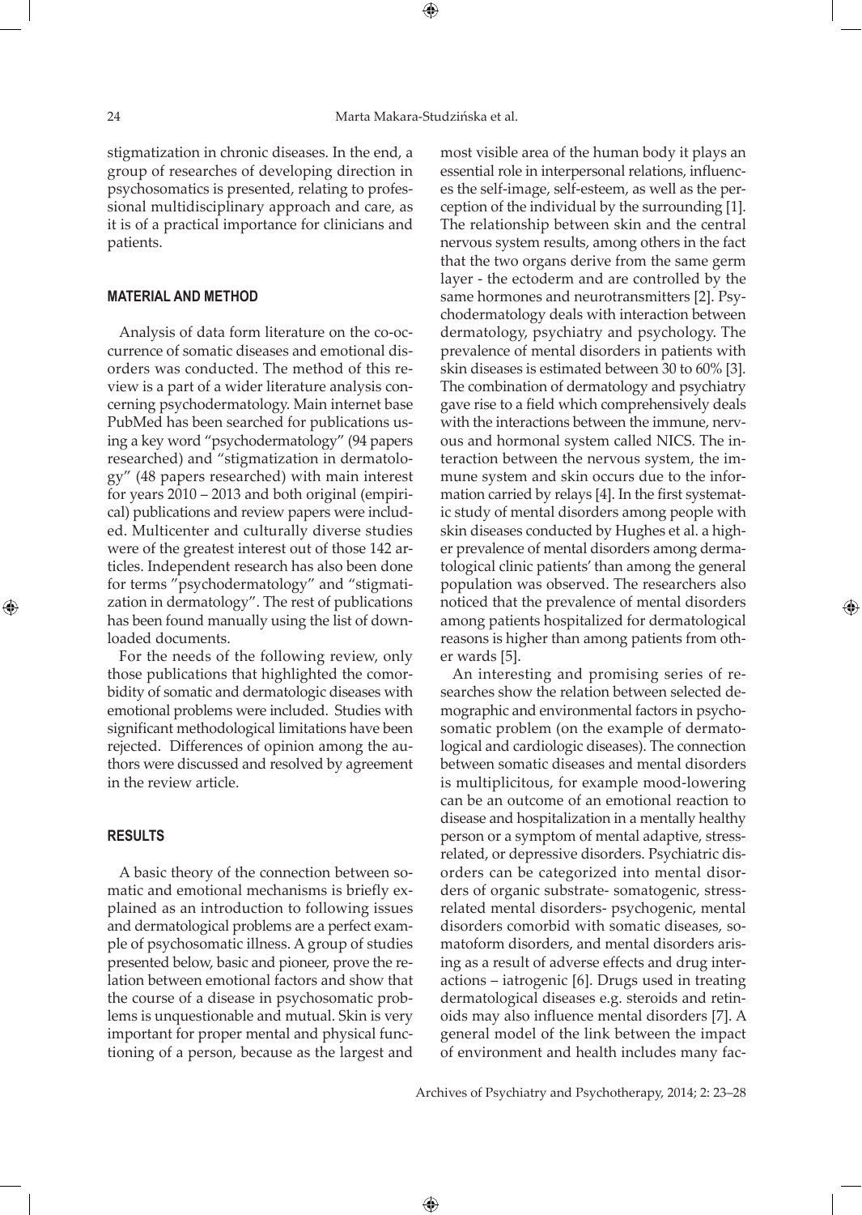stigmatization in chronic diseases. In the end, a group of researches of developing direction in psychosomatics is presented, relating to professional multidisciplinary approach and care, as it is of a practical importance for clinicians and patients.

## MATERIAL AND METHOD

Analysis of data form literature on the co-occurrence of somatic diseases and emotional disorders was conducted. The method of this review is a part of a wider literature analysis concerning psychodermatology. Main internet base PubMed has been searched for publications using a key word "psychodermatology" (94 papers researched) and "stigmatization in dermatology" (48 papers researched) with main interest for years 2010 – 2013 and both original (empirical) publications and review papers were included. Multicenter and culturally diverse studies were of the greatest interest out of those 142 articles. Independent research has also been done for terms "psychodermatology" and "stigmatization in dermatology". The rest of publications has been found manually using the list of downloaded documents.

For the needs of the following review, only those publications that highlighted the comorbidity of somatic and dermatologic diseases with emotional problems were included. Studies with significant methodological limitations have been rejected. Differences of opinion among the authors were discussed and resolved by agreement in the review article.

## RESULTS

A basic theory of the connection between somatic and emotional mechanisms is briefly explained as an introduction to following issues and dermatological problems are a perfect example of psychosomatic illness. A group of studies presented below, basic and pioneer, prove the relation between emotional factors and show that the course of a disease in psychosomatic problems is unquestionable and mutual. Skin is very important for proper mental and physical functioning of a person, because as the largest and most visible area of the human body it plays an essential role in interpersonal relations, influences the self-image, self-esteem, as well as the perception of the individual by the surrounding [1]. The relationship between skin and the central nervous system results, among others in the fact that the two organs derive from the same germ layer - the ectoderm and are controlled by the same hormones and neurotransmitters [2]. Psychodermatology deals with interaction between dermatology, psychiatry and psychology. The prevalence of mental disorders in patients with skin diseases is estimated between 30 to 60% [3]. The combination of dermatology and psychiatry gave rise to a field which comprehensively deals with the interactions between the immune, nervous and hormonal system called NICS. The interaction between the nervous system, the immune system and skin occurs due to the information carried by relays [4]. In the first systematic study of mental disorders among people with skin diseases conducted by Hughes et al. a higher prevalence of mental disorders among dermatological clinic patients' than among the general population was observed. The researchers also noticed that the prevalence of mental disorders among patients hospitalized for dermatological reasons is higher than among patients from other wards [5].

An interesting and promising series of researches show the relation between selected demographic and environmental factors in psychosomatic problem (on the example of dermatological and cardiologic diseases). The connection between somatic diseases and mental disorders is multiplicitous, for example mood-lowering can be an outcome of an emotional reaction to disease and hospitalization in a mentally healthy person or a symptom of mental adaptive, stress-related, or depressive disorders. Psychiatric disorders can be categorized into mental disorders of organic substrate- somatogenic, stress-related mental disorders- psychogenic, mental disorders comorbid with somatic diseases, somatoform disorders, and mental disorders arising as a result of adverse effects and drug interactions – iatrogenic [6]. Drugs used in treating dermatological diseases e.g. steroids and retinoids may also influence mental disorders [7]. A general model of the link between the impact of environment and health includes many fac-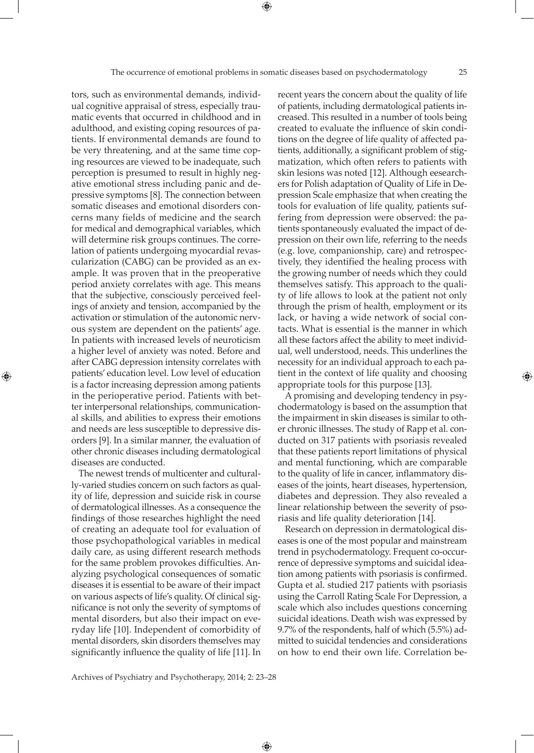tors, such as environmental demands, individual cognitive appraisal of stress, especially traumatic events that occurred in childhood and in adulthood, and existing coping resources of patients. If environmental demands are found to be very threatening, and at the same time coping resources are viewed to be inadequate, such perception is presumed to result in highly negative emotional stress including panic and depressive symptoms [8]. The connection between somatic diseases and emotional disorders concerns many fields of medicine and the search for medical and demographical variables, which will determine risk groups continues. The correlation of patients undergoing myocardial revascularization (CABG) can be provided as an example. It was proven that in the preoperative period anxiety correlates with age. This means that the subjective, consciously perceived feelings of anxiety and tension, accompanied by the activation or stimulation of the autonomic nervous system are dependent on the patients' age. In patients with increased levels of neuroticism a higher level of anxiety was noted. Before and after CABG depression intensity correlates with patients' education level. Low level of education is a factor increasing depression among patients in the perioperative period. Patients with better interpersonal relationships, communicational skills, and abilities to express their emotions and needs are less susceptible to depressive disorders [9]. In a similar manner, the evaluation of other chronic diseases including dermatological diseases are conducted.

The newest trends of multicenter and culturally-varied studies concern on such factors as quality of life, depression and suicide risk in course of dermatological illnesses. As a consequence the findings of those researches highlight the need of creating an adequate tool for evaluation of those psychopathological variables in medical daily care, as using different research methods for the same problem provokes difficulties. Analyzing psychological consequences of somatic diseases it is essential to be aware of their impact on various aspects of life's quality. Of clinical significance is not only the severity of symptoms of mental disorders, but also their impact on everyday life [10]. Independent of comorbidity of mental disorders, skin disorders themselves may significantly influence the quality of life [11]. In recent years the concern about the quality of life of patients, including dermatological patients increased. This resulted in a number of tools being created to evaluate the influence of skin conditions on the degree of life quality of affected patients, additionally, a significant problem of stigmatization, which often refers to patients with skin lesions was noted [12]. Although eesearchers for Polish adaptation of Quality of Life in Depression Scale emphasize that when creating the tools for evaluation of life quality, patients suffering from depression were observed: the patients spontaneously evaluated the impact of depression on their own life, referring to the needs (e.g. love, companionship, care) and retrospectively, they identified the healing process with the growing number of needs which they could themselves satisfy. This approach to the quality of life allows to look at the patient not only through the prism of health, employment or its lack, or having a wide network of social contacts. What is essential is the manner in which all these factors affect the ability to meet individual, well understood, needs. This underlines the necessity for an individual approach to each patient in the context of life quality and choosing appropriate tools for this purpose [13].

A promising and developing tendency in psychodermatology is based on the assumption that the impairment in skin diseases is similar to other chronic illnesses. The study of Rapp et al. conducted on 317 patients with psoriasis revealed that these patients report limitations of physical and mental functioning, which are comparable to the quality of life in cancer, inflammatory diseases of the joints, heart diseases, hypertension, diabetes and depression. They also revealed a linear relationship between the severity of psoriasis and life quality deterioration [14].

Research on depression in dermatological diseases is one of the most popular and mainstream trend in psychodermatology. Frequent co-occurrence of depressive symptoms and suicidal ideation among patients with psoriasis is confirmed. Gupta et al. studied 217 patients with psoriasis using the Carroll Rating Scale For Depression, a scale which also includes questions concerning suicidal ideations. Death wish was expressed by 9.7% of the respondents, half of which (5.5%) admitted to suicidal tendencies and considerations on how to end their own life. Correlation be-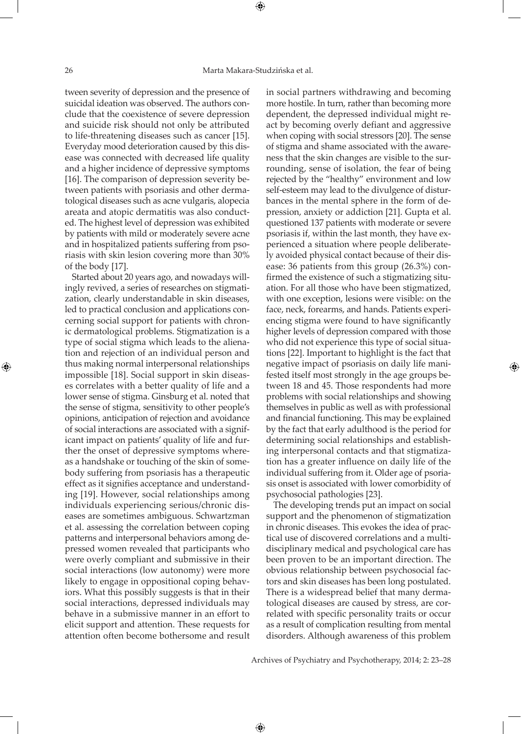tween severity of depression and the presence of suicidal ideation was observed. The authors conclude that the coexistence of severe depression and suicide risk should not only be attributed to life-threatening diseases such as cancer [15]. Everyday mood deterioration caused by this disease was connected with decreased life quality and a higher incidence of depressive symptoms [16]. The comparison of depression severity between patients with psoriasis and other dermatological diseases such as acne vulgaris, alopecia areata and atopic dermatitis was also conducted. The highest level of depression was exhibited by patients with mild or moderately severe acne and in hospitalized patients suffering from psoriasis with skin lesion covering more than 30% of the body [17].

Started about 20 years ago, and nowadays willingly revived, a series of researches on stigmatization, clearly understandable in skin diseases, led to practical conclusion and applications concerning social support for patients with chronic dermatological problems. Stigmatization is a type of social stigma which leads to the alienation and rejection of an individual person and thus making normal interpersonal relationships impossible [18]. Social support in skin diseases correlates with a better quality of life and a lower sense of stigma. Ginsburg et al. noted that the sense of stigma, sensitivity to other people's opinions, anticipation of rejection and avoidance of social interactions are associated with a significant impact on patients' quality of life and further the onset of depressive symptoms whereas a handshake or touching of the skin of somebody suffering from psoriasis has a therapeutic effect as it signifies acceptance and understanding [19]. However, social relationships among individuals experiencing serious/chronic diseases are sometimes ambiguous. Schwartzman et al. assessing the correlation between coping patterns and interpersonal behaviors among depressed women revealed that participants who were overly compliant and submissive in their social interactions (low autonomy) were more likely to engage in oppositional coping behaviors. What this possibly suggests is that in their social interactions, depressed individuals may behave in a submissive manner in an effort to elicit support and attention. These requests for attention often become bothersome and result in social partners withdrawing and becoming more hostile. In turn, rather than becoming more dependent, the depressed individual might react by becoming overly defiant and aggressive when coping with social stressors [20]. The sense of stigma and shame associated with the awareness that the skin changes are visible to the surrounding, sense of isolation, the fear of being rejected by the "healthy" environment and low self-esteem may lead to the divulgence of disturbances in the mental sphere in the form of depression, anxiety or addiction [21]. Gupta et al. questioned 137 patients with moderate or severe psoriasis if, within the last month, they have experienced a situation where people deliberately avoided physical contact because of their disease: 36 patients from this group (26.3%) confirmed the existence of such a stigmatizing situation. For all those who have been stigmatized, with one exception, lesions were visible: on the face, neck, forearms, and hands. Patients experiencing stigma were found to have significantly higher levels of depression compared with those who did not experience this type of social situations [22]. Important to highlight is the fact that negative impact of psoriasis on daily life manifested itself most strongly in the age groups between 18 and 45. Those respondents had more problems with social relationships and showing themselves in public as well as with professional and financial functioning. This may be explained by the fact that early adulthood is the period for determining social relationships and establishing interpersonal contacts and that stigmatization has a greater influence on daily life of the individual suffering from it. Older age of psoriasis onset is associated with lower comorbidity of psychosocial pathologies [23].

The developing trends put an impact on social support and the phenomenon of stigmatization in chronic diseases. This evokes the idea of practical use of discovered correlations and a multidisciplinary medical and psychological care has been proven to be an important direction. The obvious relationship between psychosocial factors and skin diseases has been long postulated. There is a widespread belief that many dermatological diseases are caused by stress, are correlated with specific personality traits or occur as a result of complication resulting from mental disorders. Although awareness of this problem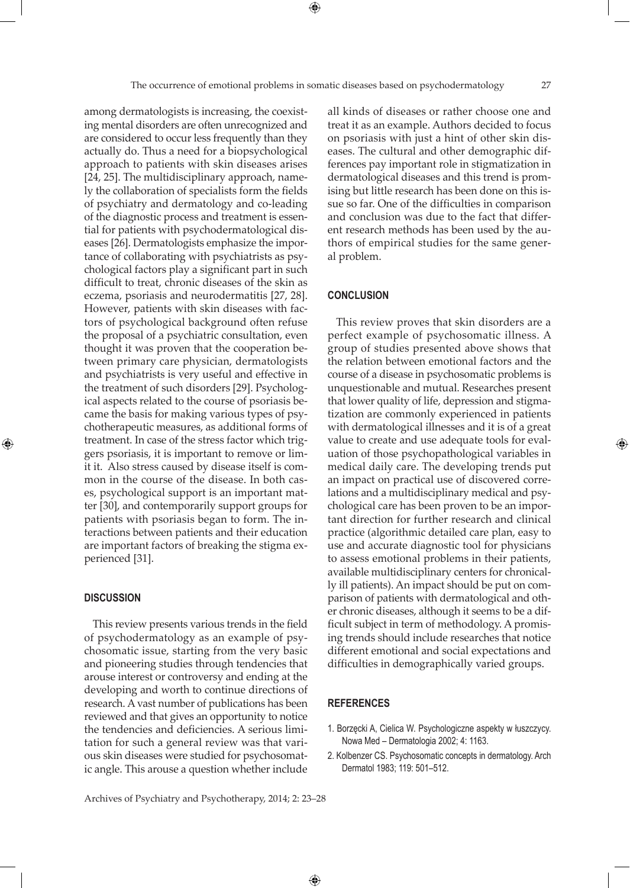among dermatologists is increasing, the coexisting mental disorders are often unrecognized and are considered to occur less frequently than they actually do. Thus a need for a biopsychological approach to patients with skin diseases arises [24, 25]. The multidisciplinary approach, namely the collaboration of specialists form the fields of psychiatry and dermatology and co-leading of the diagnostic process and treatment is essential for patients with psychodermatological diseases [26]. Dermatologists emphasize the importance of collaborating with psychiatrists as psychological factors play a significant part in such difficult to treat, chronic diseases of the skin as eczema, psoriasis and neurodermatitis [27, 28]. However, patients with skin diseases with factors of psychological background often refuse the proposal of a psychiatric consultation, even thought it was proven that the cooperation between primary care physician, dermatologists and psychiatrists is very useful and effective in the treatment of such disorders [29]. Psychological aspects related to the course of psoriasis became the basis for making various types of psychotherapeutic measures, as additional forms of treatment. In case of the stress factor which triggers psoriasis, it is important to remove or limit it. Also stress caused by disease itself is common in the course of the disease. In both cases, psychological support is an important matter [30], and contemporarily support groups for patients with psoriasis began to form. The interactions between patients and their education are important factors of breaking the stigma experienced [31].

## DISCUSSION

This review presents various trends in the field of psychodermatology as an example of psychosomatic issue, starting from the very basic and pioneering studies through tendencies that arouse interest or controversy and ending at the developing and worth to continue directions of research. A vast number of publications has been reviewed and that gives an opportunity to notice the tendencies and deficiencies. A serious limitation for such a general review was that various skin diseases were studied for psychosomatic angle. This arouse a question whether include all kinds of diseases or rather choose one and treat it as an example. Authors decided to focus on psoriasis with just a hint of other skin diseases. The cultural and other demographic differences pay important role in stigmatization in dermatological diseases and this trend is promising but little research has been done on this issue so far. One of the difficulties in comparison and conclusion was due to the fact that different research methods has been used by the authors of empirical studies for the same general problem.

## CONCLUSION

This review proves that skin disorders are a perfect example of psychosomatic illness. A group of studies presented above shows that the relation between emotional factors and the course of a disease in psychosomatic problems is unquestionable and mutual. Researches present that lower quality of life, depression and stigmatization are commonly experienced in patients with dermatological illnesses and it is of a great value to create and use adequate tools for evaluation of those psychopathological variables in medical daily care. The developing trends put an impact on practical use of discovered correlations and a multidisciplinary medical and psychological care has been proven to be an important direction for further research and clinical practice (algorithmic detailed care plan, easy to use and accurate diagnostic tool for physicians to assess emotional problems in their patients, available multidisciplinary centers for chronically ill patients). An impact should be put on comparison of patients with dermatological and other chronic diseases, although it seems to be a difficult subject in term of methodology. A promising trends should include researches that notice different emotional and social expectations and difficulties in demographically varied groups.

## REFERENCES

1. Borzęcki A, Cielica W. Psychologiczne aspekty w łuszczycy. Nowa Med – Dermatologia 2002; 4: 1163.
2. Kolbenzer CS. Psychosomatic concepts in dermatology. Arch Dermatol 1983; 119: 501–512.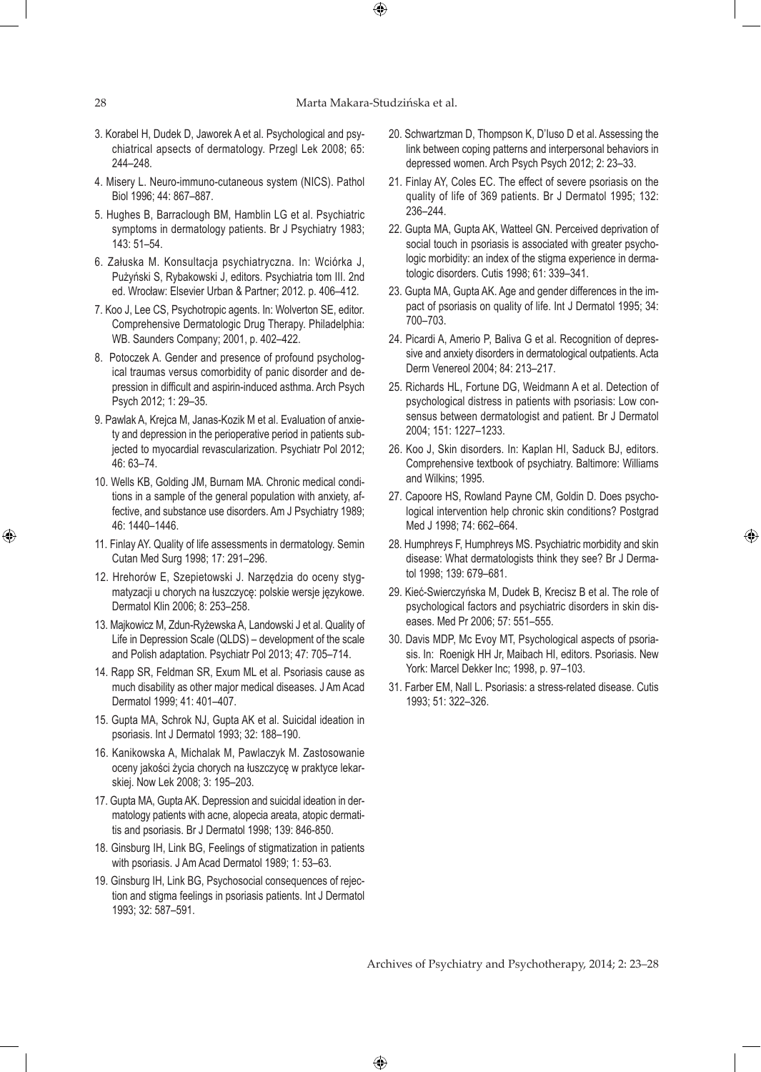3. Korabel H, Dudek D, Jaworek A et al. Psychological and psychiatrical apsects of dermatology. Przegl Lek 2008; 65: 244–248.
4. Misery L. Neuro-immuno-cutaneous system (NICS). Pathol Biol 1996; 44: 867–887.
5. Hughes B, Barraclough BM, Hamblin LG et al. Psychiatric symptoms in dermatology patients. Br J Psychiatry 1983; 143: 51–54.
6. Załuska M. Konsultacja psychiatryczna. In: Wciórka J, Pużyński S, Rybakowski J, editors. Psychiatria tom III. 2nd ed. Wrocław: Elsevier Urban & Partner; 2012. p. 406–412.
7. Koo J, Lee CS, Psychotropic agents. In: Wolverton SE, editor. Comprehensive Dermatologic Drug Therapy. Philadelphia: WB. Saunders Company; 2001, p. 402–422.
8. Potoczek A. Gender and presence of profound psychological traumas versus comorbidity of panic disorder and depression in difficult and aspirin-induced asthma. Arch Psych Psych 2012; 1: 29–35.
9. Pawlak A, Krejca M, Janas-Kozik M et al. Evaluation of anxiety and depression in the perioperative period in patients subjected to myocardial revascularization. Psychiatr Pol 2012; 46: 63–74.
10. Wells KB, Golding JM, Burnam MA. Chronic medical conditions in a sample of the general population with anxiety, affective, and substance use disorders. Am J Psychiatry 1989; 46: 1440–1446.
11. Finlay AY. Quality of life assessments in dermatology. Semin Cutan Med Surg 1998; 17: 291–296.
12. Hrehorów E, Szepietowski J. Narzędzia do oceny stygmatyzacji u chorych na łuszczycę: polskie wersje językowe. Dermatol Klin 2006; 8: 253–258.
13. Majkowicz M, Zdun-Ryżewska A, Landowski J et al. Quality of Life in Depression Scale (QLDS) – development of the scale and Polish adaptation. Psychiatr Pol 2013; 47: 705–714.
14. Rapp SR, Feldman SR, Exum ML et al. Psoriasis cause as much disability as other major medical diseases. J Am Acad Dermatol 1999; 41: 401–407.
15. Gupta MA, Schrok NJ, Gupta AK et al. Suicidal ideation in psoriasis. Int J Dermatol 1993; 32: 188–190.
16. Kanikowska A, Michalak M, Pawlaczyk M. Zastosowanie oceny jakości życia chorych na łuszczycę w praktyce lekarskiej. Now Lek 2008; 3: 195–203.
17. Gupta MA, Gupta AK. Depression and suicidal ideation in dermatology patients with acne, alopecia areata, atopic dermatitis and psoriasis. Br J Dermatol 1998; 139: 846-850.
18. Ginsburg IH, Link BG, Feelings of stigmatization in patients with psoriasis. J Am Acad Dermatol 1989; 1: 53–63.
19. Ginsburg IH, Link BG, Psychosocial consequences of rejection and stigma feelings in psoriasis patients. Int J Dermatol 1993; 32: 587–591.
20. Schwartzman D, Thompson K, D'Iuso D et al. Assessing the link between coping patterns and interpersonal behaviors in depressed women. Arch Psych Psych 2012; 2: 23–33.
21. Finlay AY, Coles EC. The effect of severe psoriasis on the quality of life of 369 patients. Br J Dermatol 1995; 132: 236–244.
22. Gupta MA, Gupta AK, Watteel GN. Perceived deprivation of social touch in psoriasis is associated with greater psychologic morbidity: an index of the stigma experience in dermatologic disorders. Cutis 1998; 61: 339–341.
23. Gupta MA, Gupta AK. Age and gender differences in the impact of psoriasis on quality of life. Int J Dermatol 1995; 34: 700–703.
24. Picardi A, Amerio P, Baliva G et al. Recognition of depressive and anxiety disorders in dermatological outpatients. Acta Derm Venereol 2004; 84: 213–217.
25. Richards HL, Fortune DG, Weidmann A et al. Detection of psychological distress in patients with psoriasis: Low consensus between dermatologist and patient. Br J Dermatol 2004; 151: 1227–1233.
26. Koo J, Skin disorders. In: Kaplan HI, Saduck BJ, editors. Comprehensive textbook of psychiatry. Baltimore: Williams and Wilkins; 1995.
27. Capoore HS, Rowland Payne CM, Goldin D. Does psychological intervention help chronic skin conditions? Postgrad Med J 1998; 74: 662–664.
28. Humphreys F, Humphreys MS. Psychiatric morbidity and skin disease: What dermatologists think they see? Br J Dermatol 1998; 139: 679–681.
29. Kieć-Swierczyńska M, Dudek B, Krecisz B et al. The role of psychological factors and psychiatric disorders in skin diseases. Med Pr 2006; 57: 551–555.
30. Davis MDP, Mc Evoy MT, Psychological aspects of psoriasis. In: Roenigk HH Jr, Maibach HI, editors. Psoriasis. New York: Marcel Dekker Inc; 1998, p. 97–103.
31. Farber EM, Nall L. Psoriasis: a stress-related disease. Cutis 1993; 51: 322–326.